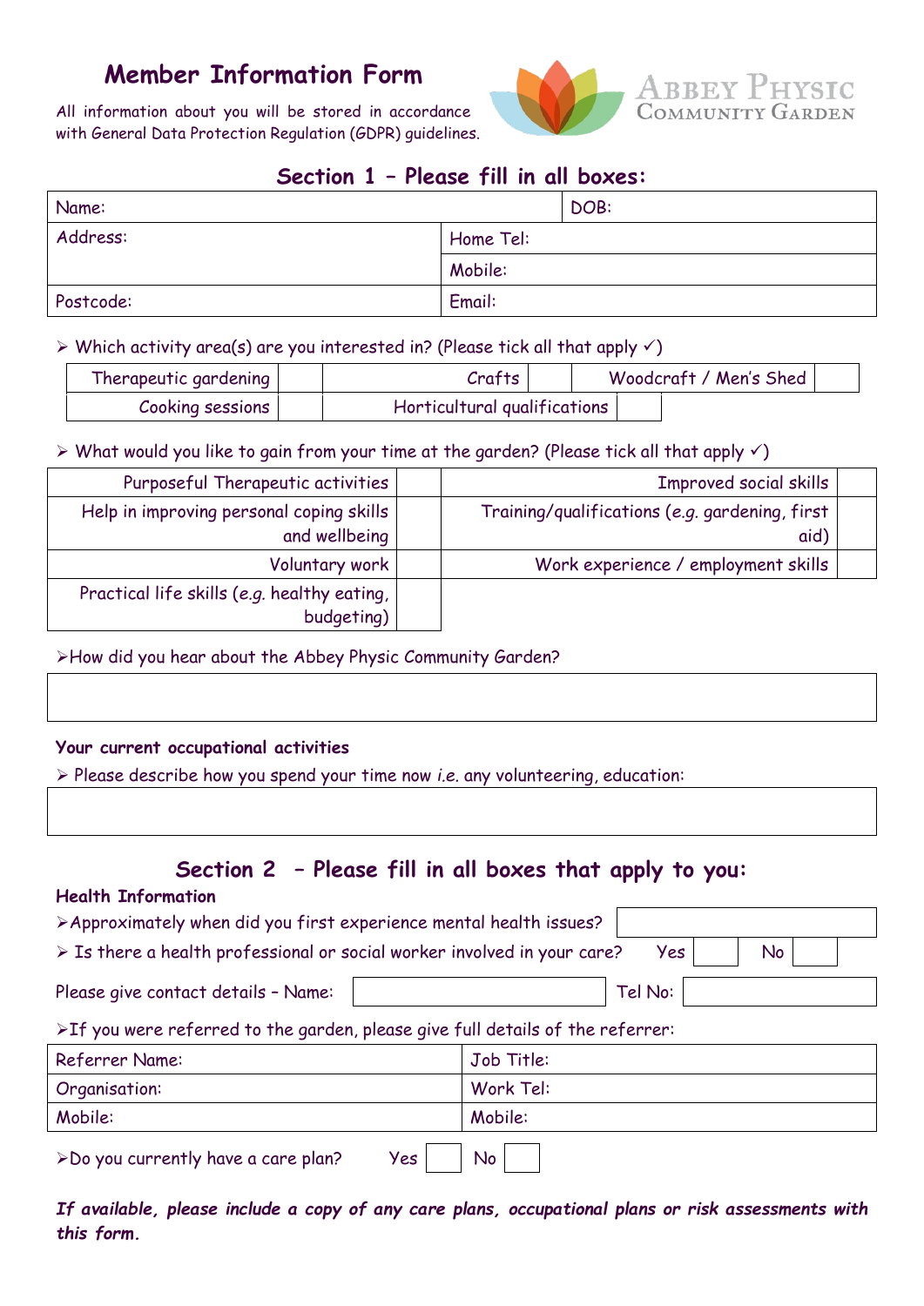# Member Information Form

All information about you will be stored in accordance with General Data Protection Regulation (GDPR) guidelines.

ABBEY PHYSIC COMMUNITY GARDEN

## Section 1 – Please fill in all boxes:

| | | |
|---|---|---|
| Name: | | DOB: |
| Address: | Home Tel: | |
| | Mobile: | |
| Postcode: | Email: | |

➢ Which activity area(s) are you interested in? (Please tick all that apply ✓)

| | | | | | |
|---|---|---|---|---|---|
| Therapeutic gardening | | Crafts | | Woodcraft / Men's Shed | |
| Cooking sessions | | Horticultural qualifications | | | |

➢ What would you like to gain from your time at the garden? (Please tick all that apply ✓)

| | | | |
|---|---|---|---|
| Purposeful Therapeutic activities | | Improved social skills | |
| Help in improving personal coping skills and wellbeing | | Training/qualifications (*e.g.* gardening, first aid) | |
| Voluntary work | | Work experience / employment skills | |
| Practical life skills (*e.g.* healthy eating, budgeting) | | | |

➢How did you hear about the Abbey Physic Community Garden?

**Your current occupational activities**

➢ Please describe how you spend your time now *i.e.* any volunteering, education:

## Section 2 – Please fill in all boxes that apply to you:

**Health Information**

➢Approximately when did you first experience mental health issues?

➢ Is there a health professional or social worker involved in your care? Yes ☐ No ☐

Please give contact details – Name: Tel No:

➢If you were referred to the garden, please give full details of the referrer:

| | |
|---|---|
| Referrer Name: | Job Title: |
| Organisation: | Work Tel: |
| Mobile: | Mobile: |

➢Do you currently have a care plan? Yes ☐ No ☐

***If available, please include a copy of any care plans, occupational plans or risk assessments with this form.***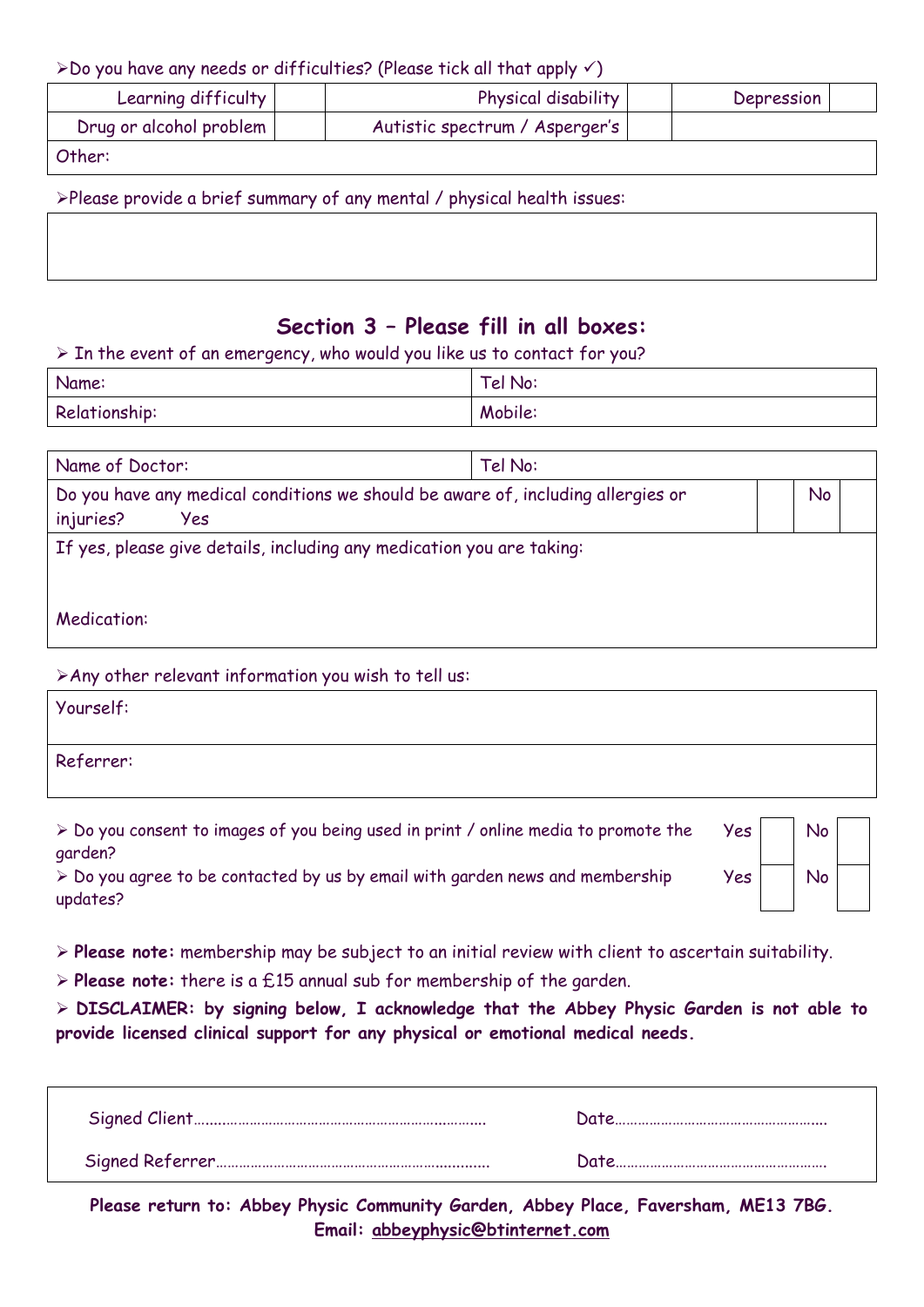➢Do you have any needs or difficulties? (Please tick all that apply ✓)

| | | | | | |
|---|---|---|---|---|---|
| Learning difficulty | | Physical disability | | Depression | |
| Drug or alcohol problem | | Autistic spectrum / Asperger's | | | |
| Other: | | | | | |

➢Please provide a brief summary of any mental / physical health issues:

## Section 3 – Please fill in all boxes:

➢ In the event of an emergency, who would you like us to contact for you?

| | |
|---|---|
| Name: | Tel No: |
| Relationship: | Mobile: |

| | | | |
|---|---|---|---|
| Name of Doctor: | Tel No: | | |
| Do you have any medical conditions we should be aware of, including allergies or injuries? Yes | | No | |
| If yes, please give details, including any medication you are taking:<br><br>Medication: | | | |

➢Any other relevant information you wish to tell us:

| |
|---|
| Yourself: |
| Referrer: |

| | | | | |
|---|---|---|---|---|
| ➢ Do you consent to images of you being used in print / online media to promote the garden? | Yes | | No | |
| ➢ Do you agree to be contacted by us by email with garden news and membership updates? | Yes | | No | |

➢ **Please note:** membership may be subject to an initial review with client to ascertain suitability.

➢ **Please note:** there is a £15 annual sub for membership of the garden.

➢ **DISCLAIMER: by signing below, I acknowledge that the Abbey Physic Garden is not able to provide licensed clinical support for any physical or emotional medical needs.**

Signed Client…………………………………………………………… Date………………………………………….

Signed Referrer………………………………………………………… Date………………………………………….

**Please return to: Abbey Physic Community Garden, Abbey Place, Faversham, ME13 7BG.**
**Email: abbeyphysic@btinternet.com**